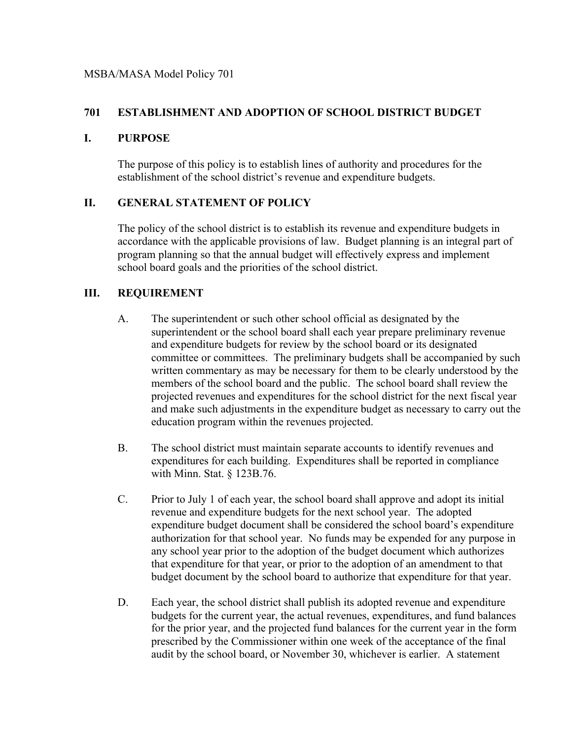MSBA/MASA Model Policy 701

# 701 ESTABLISHMENT AND ADOPTION OF SCHOOL DISTRICT BUDGET

## I. PURPOSE

The purpose of this policy is to establish lines of authority and procedures for the establishment of the school district's revenue and expenditure budgets.

## II. GENERAL STATEMENT OF POLICY

The policy of the school district is to establish its revenue and expenditure budgets in accordance with the applicable provisions of law. Budget planning is an integral part of program planning so that the annual budget will effectively express and implement school board goals and the priorities of the school district.

## III. REQUIREMENT

A. The superintendent or such other school official as designated by the superintendent or the school board shall each year prepare preliminary revenue and expenditure budgets for review by the school board or its designated committee or committees. The preliminary budgets shall be accompanied by such written commentary as may be necessary for them to be clearly understood by the members of the school board and the public. The school board shall review the projected revenues and expenditures for the school district for the next fiscal year and make such adjustments in the expenditure budget as necessary to carry out the education program within the revenues projected.

B. The school district must maintain separate accounts to identify revenues and expenditures for each building. Expenditures shall be reported in compliance with Minn. Stat. § 123B.76.

C. Prior to July 1 of each year, the school board shall approve and adopt its initial revenue and expenditure budgets for the next school year. The adopted expenditure budget document shall be considered the school board's expenditure authorization for that school year. No funds may be expended for any purpose in any school year prior to the adoption of the budget document which authorizes that expenditure for that year, or prior to the adoption of an amendment to that budget document by the school board to authorize that expenditure for that year.

D. Each year, the school district shall publish its adopted revenue and expenditure budgets for the current year, the actual revenues, expenditures, and fund balances for the prior year, and the projected fund balances for the current year in the form prescribed by the Commissioner within one week of the acceptance of the final audit by the school board, or November 30, whichever is earlier. A statement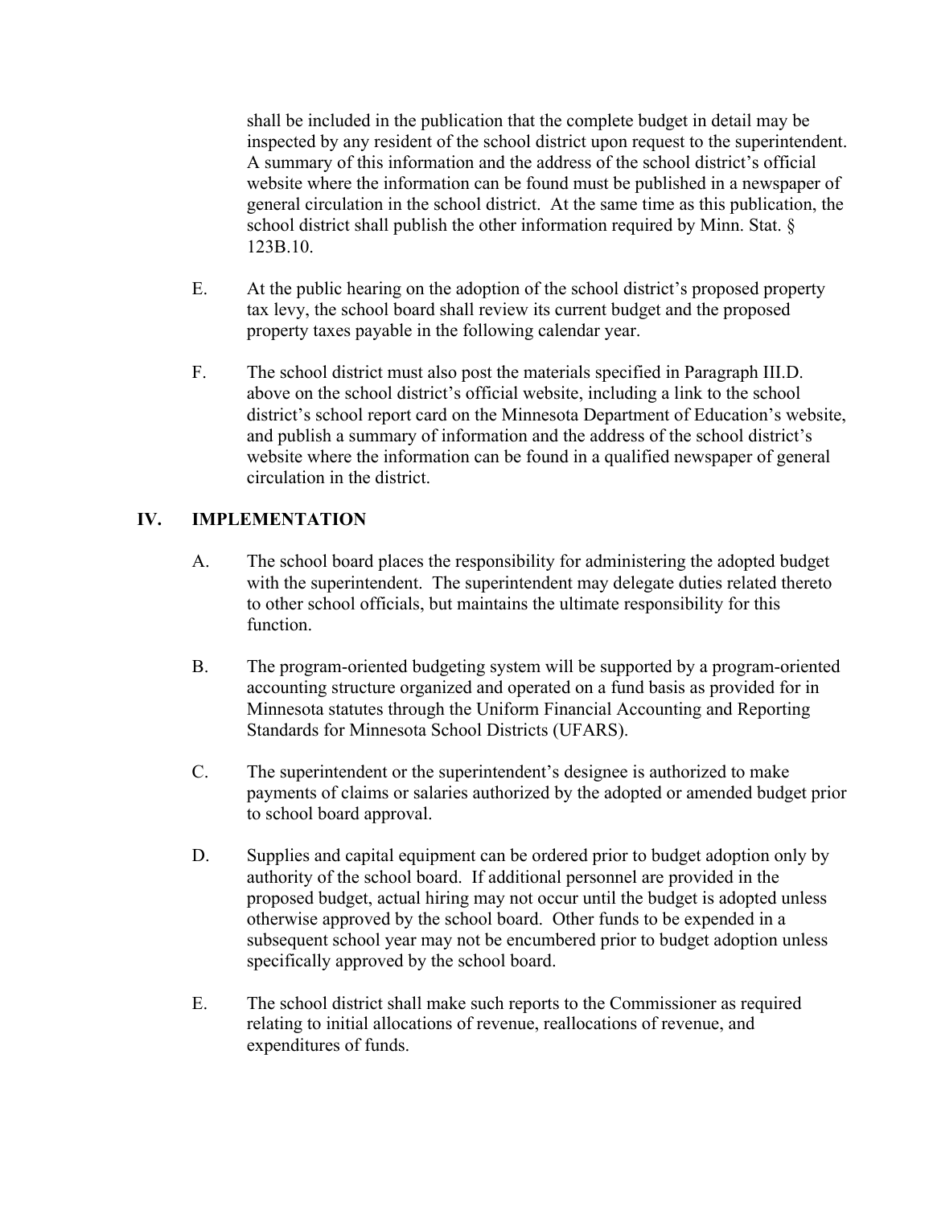shall be included in the publication that the complete budget in detail may be inspected by any resident of the school district upon request to the superintendent. A summary of this information and the address of the school district's official website where the information can be found must be published in a newspaper of general circulation in the school district. At the same time as this publication, the school district shall publish the other information required by Minn. Stat. § 123B.10.

E. At the public hearing on the adoption of the school district's proposed property tax levy, the school board shall review its current budget and the proposed property taxes payable in the following calendar year.

F. The school district must also post the materials specified in Paragraph III.D. above on the school district's official website, including a link to the school district's school report card on the Minnesota Department of Education's website, and publish a summary of information and the address of the school district's website where the information can be found in a qualified newspaper of general circulation in the district.

## IV. IMPLEMENTATION

A. The school board places the responsibility for administering the adopted budget with the superintendent. The superintendent may delegate duties related thereto to other school officials, but maintains the ultimate responsibility for this function.

B. The program-oriented budgeting system will be supported by a program-oriented accounting structure organized and operated on a fund basis as provided for in Minnesota statutes through the Uniform Financial Accounting and Reporting Standards for Minnesota School Districts (UFARS).

C. The superintendent or the superintendent's designee is authorized to make payments of claims or salaries authorized by the adopted or amended budget prior to school board approval.

D. Supplies and capital equipment can be ordered prior to budget adoption only by authority of the school board. If additional personnel are provided in the proposed budget, actual hiring may not occur until the budget is adopted unless otherwise approved by the school board. Other funds to be expended in a subsequent school year may not be encumbered prior to budget adoption unless specifically approved by the school board.

E. The school district shall make such reports to the Commissioner as required relating to initial allocations of revenue, reallocations of revenue, and expenditures of funds.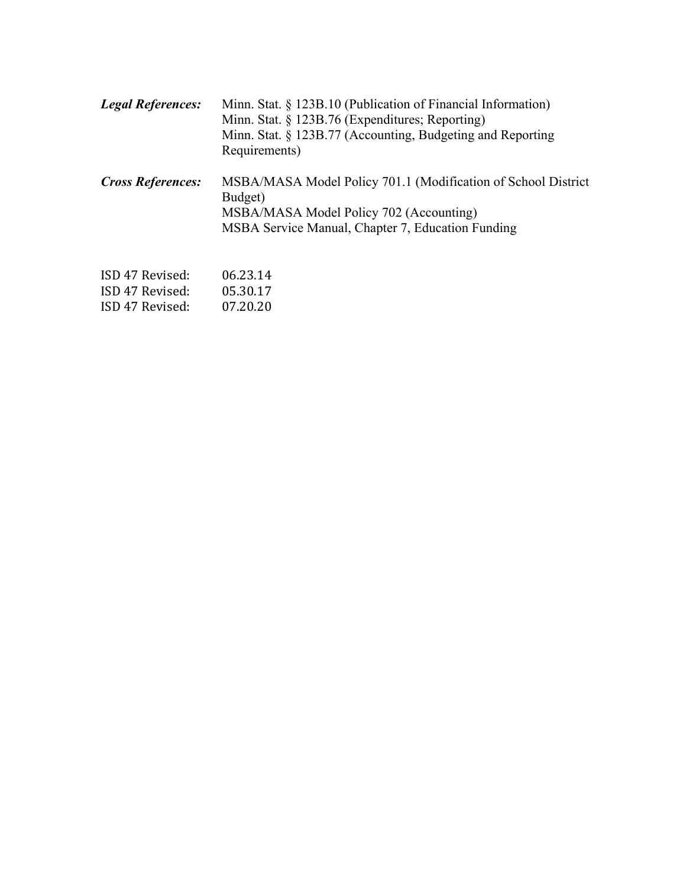***Legal References:*** Minn. Stat. § 123B.10 (Publication of Financial Information)
Minn. Stat. § 123B.76 (Expenditures; Reporting)
Minn. Stat. § 123B.77 (Accounting, Budgeting and Reporting Requirements)

***Cross References:*** MSBA/MASA Model Policy 701.1 (Modification of School District Budget)
MSBA/MASA Model Policy 702 (Accounting)
MSBA Service Manual, Chapter 7, Education Funding

ISD 47 Revised: 06.23.14
ISD 47 Revised: 05.30.17
ISD 47 Revised: 07.20.20